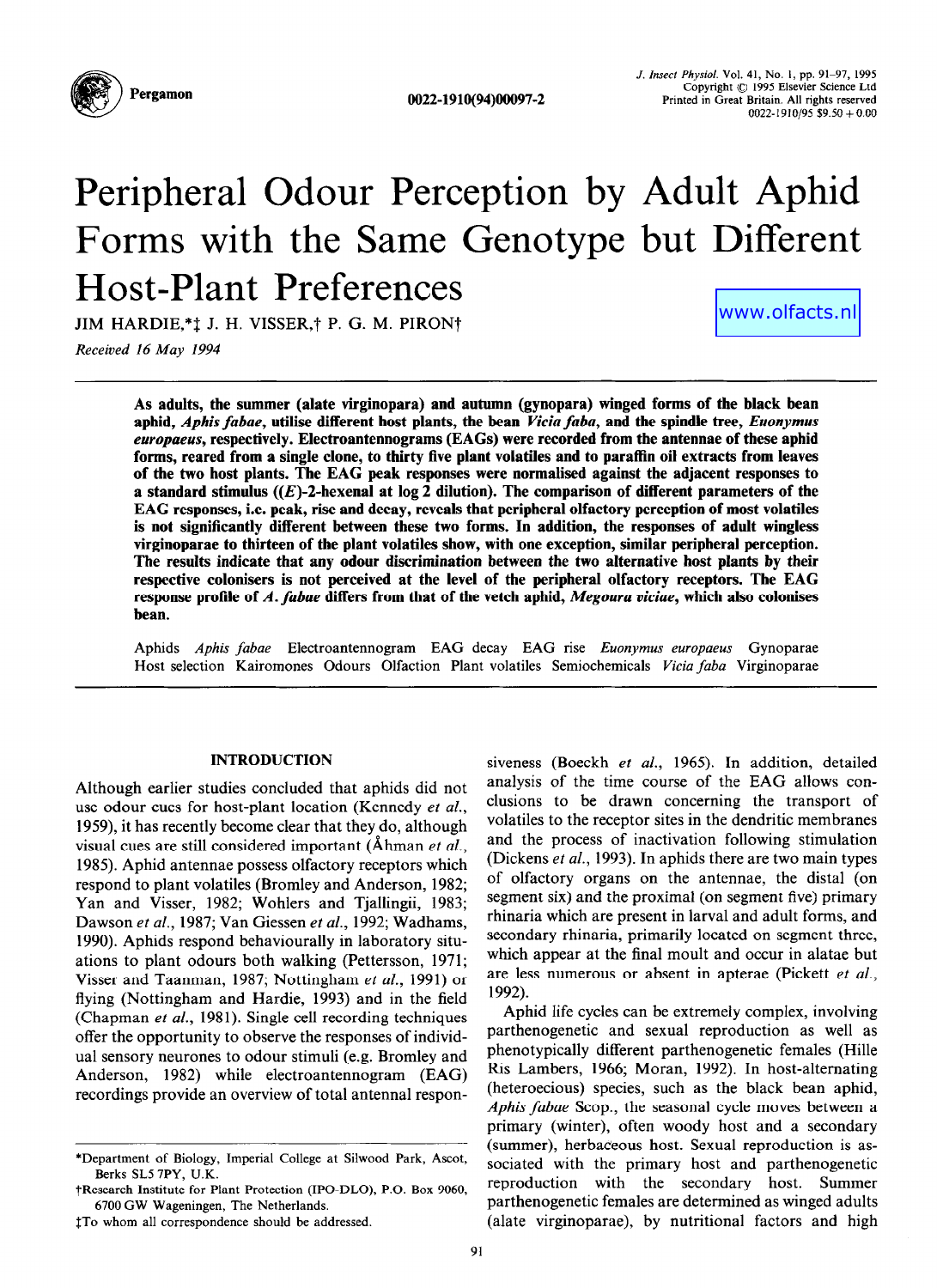# Peripheral Odour Perception by Adult Aphid Forms with the Same Genotype but Different Host-Plant Preferences

www.olfacts.nl

JIM HARDIE,*‡ J. H. VISSER,† P. G. M. PIRON†

*Received 16 May 1994*

**As adults, the summer (alate virginopara) and autumn (gynopara) winged forms of the black bean aphid, *Aphis fabae*, utilise different host plants, the bean *Vicia faba*, and the spindle tree, *Euonymus europaeus*, respectively. Electroantennograms (EAGs) were recorded from the antennae of these aphid forms, reared from a single clone, to thirty five plant volatiles and to paraffin oil extracts from leaves of the two host plants. The EAG peak responses were normalised against the adjacent responses to a standard stimulus ((*E*)-2-hexenal at log 2 dilution). The comparison of different parameters of the EAG responses, i.e. peak, rise and decay, reveals that peripheral olfactory perception of most volatiles is not significantly different between these two forms. In addition, the responses of adult wingless virginoparae to thirteen of the plant volatiles show, with one exception, similar peripheral perception. The results indicate that any odour discrimination between the two alternative host plants by their respective colonisers is not perceived at the level of the peripheral olfactory receptors. The EAG response profile of *A. fabae* differs from that of the vetch aphid, *Megoura viciae*, which also colonises bean.**

Aphids *Aphis fabae* Electroantennogram EAG decay EAG rise *Euonymus europaeus* Gynoparae Host selection Kairomones Odours Olfaction Plant volatiles Semiochemicals *Vicia faba* Virginoparae

## INTRODUCTION

Although earlier studies concluded that aphids did not use odour cues for host-plant location (Kennedy *et al.*, 1959), it has recently become clear that they do, although visual cues are still considered important (Åhman *et al.*, 1985). Aphid antennae possess olfactory receptors which respond to plant volatiles (Bromley and Anderson, 1982; Yan and Visser, 1982; Wohlers and Tjallingii, 1983; Dawson *et al.*, 1987; Van Giessen *et al.*, 1992; Wadhams, 1990). Aphids respond behaviourally in laboratory situations to plant odours both walking (Pettersson, 1971; Visser and Taanman, 1987; Nottingham *et al.*, 1991) or flying (Nottingham and Hardie, 1993) and in the field (Chapman *et al.*, 1981). Single cell recording techniques offer the opportunity to observe the responses of individual sensory neurones to odour stimuli (e.g. Bromley and Anderson, 1982) while electroantennogram (EAG) recordings provide an overview of total antennal responsiveness (Boeckh *et al.*, 1965). In addition, detailed analysis of the time course of the EAG allows conclusions to be drawn concerning the transport of volatiles to the receptor sites in the dendritic membranes and the process of inactivation following stimulation (Dickens *et al.*, 1993). In aphids there are two main types of olfactory organs on the antennae, the distal (on segment six) and the proximal (on segment five) primary rhinaria which are present in larval and adult forms, and secondary rhinaria, primarily located on segment three, which appear at the final moult and occur in alatae but are less numerous or absent in apterae (Pickett *et al.*, 1992).

Aphid life cycles can be extremely complex, involving parthenogenetic and sexual reproduction as well as phenotypically different parthenogenetic females (Hille Ris Lambers, 1966; Moran, 1992). In host-alternating (heteroecious) species, such as the black bean aphid, *Aphis fabae* Scop., the seasonal cycle moves between a primary (winter), often woody host and a secondary (summer), herbaceous host. Sexual reproduction is associated with the primary host and parthenogenetic reproduction with the secondary host. Summer parthenogenetic females are determined as winged adults (alate virginoparae), by nutritional factors and high

---

*Department of Biology, Imperial College at Silwood Park, Ascot, Berks SL5 7PY, U.K.

†Research Institute for Plant Protection (IPO-DLO), P.O. Box 9060, 6700 GW Wageningen, The Netherlands.

‡To whom all correspondence should be addressed.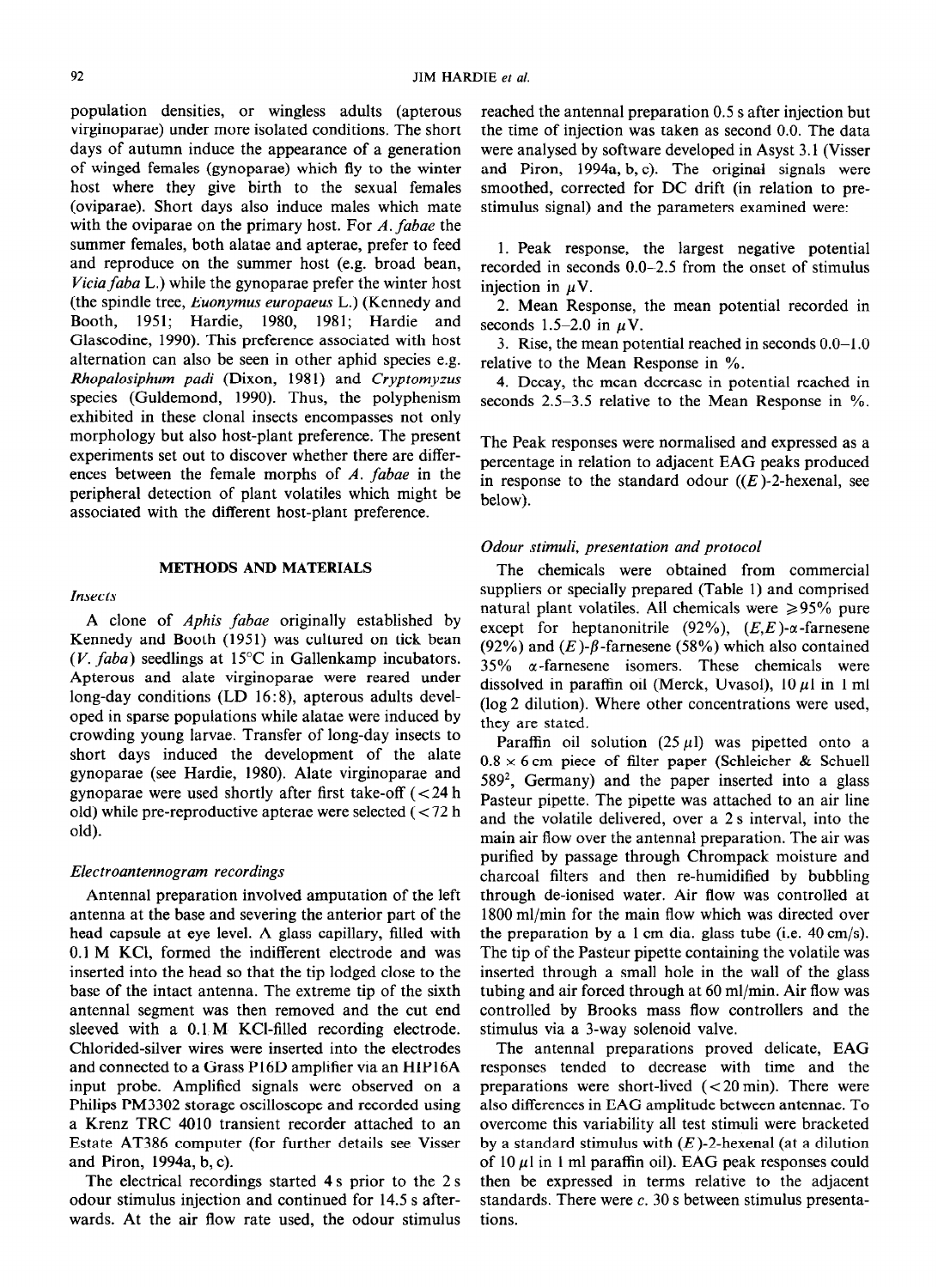population densities, or wingless adults (apterous virginoparae) under more isolated conditions. The short days of autumn induce the appearance of a generation of winged females (gynoparae) which fly to the winter host where they give birth to the sexual females (oviparae). Short days also induce males which mate with the oviparae on the primary host. For *A. fabae* the summer females, both alatae and apterae, prefer to feed and reproduce on the summer host (e.g. broad bean, *Vicia faba* L.) while the gynoparae prefer the winter host (the spindle tree, *Euonymus europaeus* L.) (Kennedy and Booth, 1951; Hardie, 1980, 1981; Hardie and Glascodine, 1990). This preference associated with host alternation can also be seen in other aphid species e.g. *Rhopalosiphum padi* (Dixon, 1981) and *Cryptomyzus* species (Guldemond, 1990). Thus, the polyphenism exhibited in these clonal insects encompasses not only morphology but also host-plant preference. The present experiments set out to discover whether there are differences between the female morphs of *A. fabae* in the peripheral detection of plant volatiles which might be associated with the different host-plant preference.

## METHODS AND MATERIALS

### *Insects*

A clone of *Aphis fabae* originally established by Kennedy and Booth (1951) was cultured on tick bean (*V. faba*) seedlings at 15°C in Gallenkamp incubators. Apterous and alate virginoparae were reared under long-day conditions (LD 16:8), apterous adults developed in sparse populations while alatae were induced by crowding young larvae. Transfer of long-day insects to short days induced the development of the alate gynoparae (see Hardie, 1980). Alate virginoparae and gynoparae were used shortly after first take-off (<24 h old) while pre-reproductive apterae were selected (<72 h old).

### *Electroantennogram recordings*

Antennal preparation involved amputation of the left antenna at the base and severing the anterior part of the head capsule at eye level. A glass capillary, filled with 0.1 M KCl, formed the indifferent electrode and was inserted into the head so that the tip lodged close to the base of the intact antenna. The extreme tip of the sixth antennal segment was then removed and the cut end sleeved with a 0.1 M KCl-filled recording electrode. Chlorided-silver wires were inserted into the electrodes and connected to a Grass P16D amplifier via an HIP16A input probe. Amplified signals were observed on a Philips PM3302 storage oscilloscope and recorded using a Krenz TRC 4010 transient recorder attached to an Estate AT386 computer (for further details see Visser and Piron, 1994a, b, c).

The electrical recordings started 4 s prior to the 2 s odour stimulus injection and continued for 14.5 s afterwards. At the air flow rate used, the odour stimulus reached the antennal preparation 0.5 s after injection but the time of injection was taken as second 0.0. The data were analysed by software developed in Asyst 3.1 (Visser and Piron, 1994a, b, c). The original signals were smoothed, corrected for DC drift (in relation to pre-stimulus signal) and the parameters examined were:

1. Peak response, the largest negative potential recorded in seconds 0.0–2.5 from the onset of stimulus injection in $\mu$V.
2. Mean Response, the mean potential recorded in seconds 1.5–2.0 in $\mu$V.
3. Rise, the mean potential reached in seconds 0.0–1.0 relative to the Mean Response in %.
4. Decay, the mean decrease in potential reached in seconds 2.5–3.5 relative to the Mean Response in %.

The Peak responses were normalised and expressed as a percentage in relation to adjacent EAG peaks produced in response to the standard odour ((*E*)-2-hexenal, see below).

### *Odour stimuli, presentation and protocol*

The chemicals were obtained from commercial suppliers or specially prepared (Table 1) and comprised natural plant volatiles. All chemicals were ≥95% pure except for heptanonitrile (92%), (*E,E*)-$\alpha$-farnesene (92%) and (*E*)-$\beta$-farnesene (58%) which also contained 35% $\alpha$-farnesene isomers. These chemicals were dissolved in paraffin oil (Merck, Uvasol), 10 $\mu$l in 1 ml (log 2 dilution). Where other concentrations were used, they are stated.

Paraffin oil solution (25 $\mu$l) was pipetted onto a 0.8 × 6 cm piece of filter paper (Schleicher & Schuell 589[2], Germany) and the paper inserted into a glass Pasteur pipette. The pipette was attached to an air line and the volatile delivered, over a 2 s interval, into the main air flow over the antennal preparation. The air was purified by passage through Chrompack moisture and charcoal filters and then re-humidified by bubbling through de-ionised water. Air flow was controlled at 1800 ml/min for the main flow which was directed over the preparation by a 1 cm dia. glass tube (i.e. 40 cm/s). The tip of the Pasteur pipette containing the volatile was inserted through a small hole in the wall of the glass tubing and air forced through at 60 ml/min. Air flow was controlled by Brooks mass flow controllers and the stimulus via a 3-way solenoid valve.

The antennal preparations proved delicate, EAG responses tended to decrease with time and the preparations were short-lived (<20 min). There were also differences in EAG amplitude between antennae. To overcome this variability all test stimuli were bracketed by a standard stimulus with (*E*)-2-hexenal (at a dilution of 10 $\mu$l in 1 ml paraffin oil). EAG peak responses could then be expressed in terms relative to the adjacent standards. There were *c.* 30 s between stimulus presentations.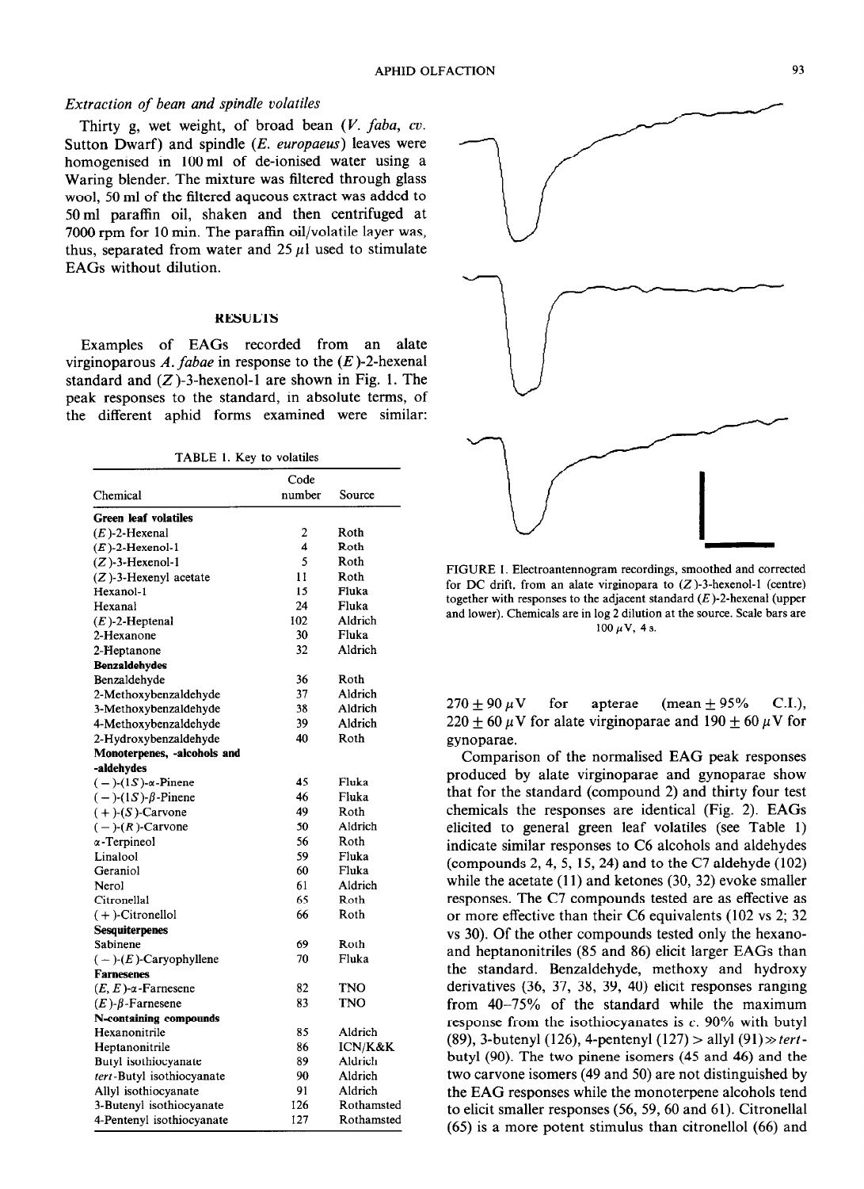### Extraction of bean and spindle volatiles

Thirty g, wet weight, of broad bean (*V. faba*, *cv.* Sutton Dwarf) and spindle (*E. europaeus*) leaves were homogenised in 100 ml of de-ionised water using a Waring blender. The mixture was filtered through glass wool, 50 ml of the filtered aqueous extract was added to 50 ml paraffin oil, shaken and then centrifuged at 7000 rpm for 10 min. The paraffin oil/volatile layer was, thus, separated from water and 25 $\mu$l used to stimulate EAGs without dilution.

## RESULTS

Examples of EAGs recorded from an alate virginoparous *A. fabae* in response to the (*E*)-2-hexenal standard and (*Z*)-3-hexenol-1 are shown in Fig. 1. The peak responses to the standard, in absolute terms, of the different aphid forms examined were similar: 270 ± 90 $\mu$V for apterae (mean ± 95% C.I.), 220 ± 60 $\mu$V for alate virginoparae and 190 ± 60 $\mu$V for gynoparae.

TABLE 1. Key to volatiles

| Chemical | Code number | Source |
|---|---|---|
| **Green leaf volatiles** | | |
| (*E*)-2-Hexenal | 2 | Roth |
| (*E*)-2-Hexenol-1 | 4 | Roth |
| (*Z*)-3-Hexenol-1 | 5 | Roth |
| (*Z*)-3-Hexenyl acetate | 11 | Roth |
| Hexanol-1 | 15 | Fluka |
| Hexanal | 24 | Fluka |
| (*E*)-2-Heptenal | 102 | Aldrich |
| 2-Hexanone | 30 | Fluka |
| 2-Heptanone | 32 | Aldrich |
| **Benzaldehydes** | | |
| Benzaldehyde | 36 | Roth |
| 2-Methoxybenzaldehyde | 37 | Aldrich |
| 3-Methoxybenzaldehyde | 38 | Aldrich |
| 4-Methoxybenzaldehyde | 39 | Aldrich |
| 2-Hydroxybenzaldehyde | 40 | Roth |
| **Monoterpenes, -alcohols and -aldehydes** | | |
| (−)-(1*S*)-α-Pinene | 45 | Fluka |
| (−)-(1*S*)-β-Pinene | 46 | Fluka |
| (+)-(*S*)-Carvone | 49 | Roth |
| (−)-(*R*)-Carvone | 50 | Aldrich |
| α-Terpineol | 56 | Roth |
| Linalool | 59 | Fluka |
| Geraniol | 60 | Fluka |
| Nerol | 61 | Aldrich |
| Citronellal | 65 | Roth |
| (+)-Citronellol | 66 | Roth |
| **Sesquiterpenes** | | |
| Sabinene | 69 | Roth |
| (−)-(*E*)-Caryophyllene | 70 | Fluka |
| **Farnesenes** | | |
| (*E*, *E*)-α-Farnesene | 82 | TNO |
| (*E*)-β-Farnesene | 83 | TNO |
| **N-containing compounds** | | |
| Hexanonitrile | 85 | Aldrich |
| Heptanonitrile | 86 | ICN/K&K |
| Butyl isothiocyanate | 89 | Aldrich |
| *tert*-Butyl isothiocyanate | 90 | Aldrich |
| Allyl isothiocyanate | 91 | Aldrich |
| 3-Butenyl isothiocyanate | 126 | Rothamsted |
| 4-Pentenyl isothiocyanate | 127 | Rothamsted |

FIGURE 1. Electroantennogram recordings, smoothed and corrected for DC drift, from an alate virginopara to (*Z*)-3-hexenol-1 (centre) together with responses to the adjacent standard (*E*)-2-hexenal (upper and lower). Chemicals are in log 2 dilution at the source. Scale bars are 100 $\mu$V, 4 s.

Comparison of the normalised EAG peak responses produced by alate virginoparae and gynoparae show that for the standard (compound 2) and thirty four test chemicals the responses are identical (Fig. 2). EAGs elicited to general green leaf volatiles (see Table 1) indicate similar responses to C6 alcohols and aldehydes (compounds 2, 4, 5, 15, 24) and to the C7 aldehyde (102) while the acetate (11) and ketones (30, 32) evoke smaller responses. The C7 compounds tested are as effective as or more effective than their C6 equivalents (102 vs 2; 32 vs 30). Of the other compounds tested only the hexano- and heptanonitriles (85 and 86) elicit larger EAGs than the standard. Benzaldehyde, methoxy and hydroxy derivatives (36, 37, 38, 39, 40) elicit responses ranging from 40–75% of the standard while the maximum response from the isothiocyanates is *c.* 90% with butyl (89), 3-butenyl (126), 4-pentenyl (127) > allyl (91) ≫ *tert*-butyl (90). The two pinene isomers (45 and 46) and the two carvone isomers (49 and 50) are not distinguished by the EAG responses while the monoterpene alcohols tend to elicit smaller responses (56, 59, 60 and 61). Citronellal (65) is a more potent stimulus than citronellol (66) and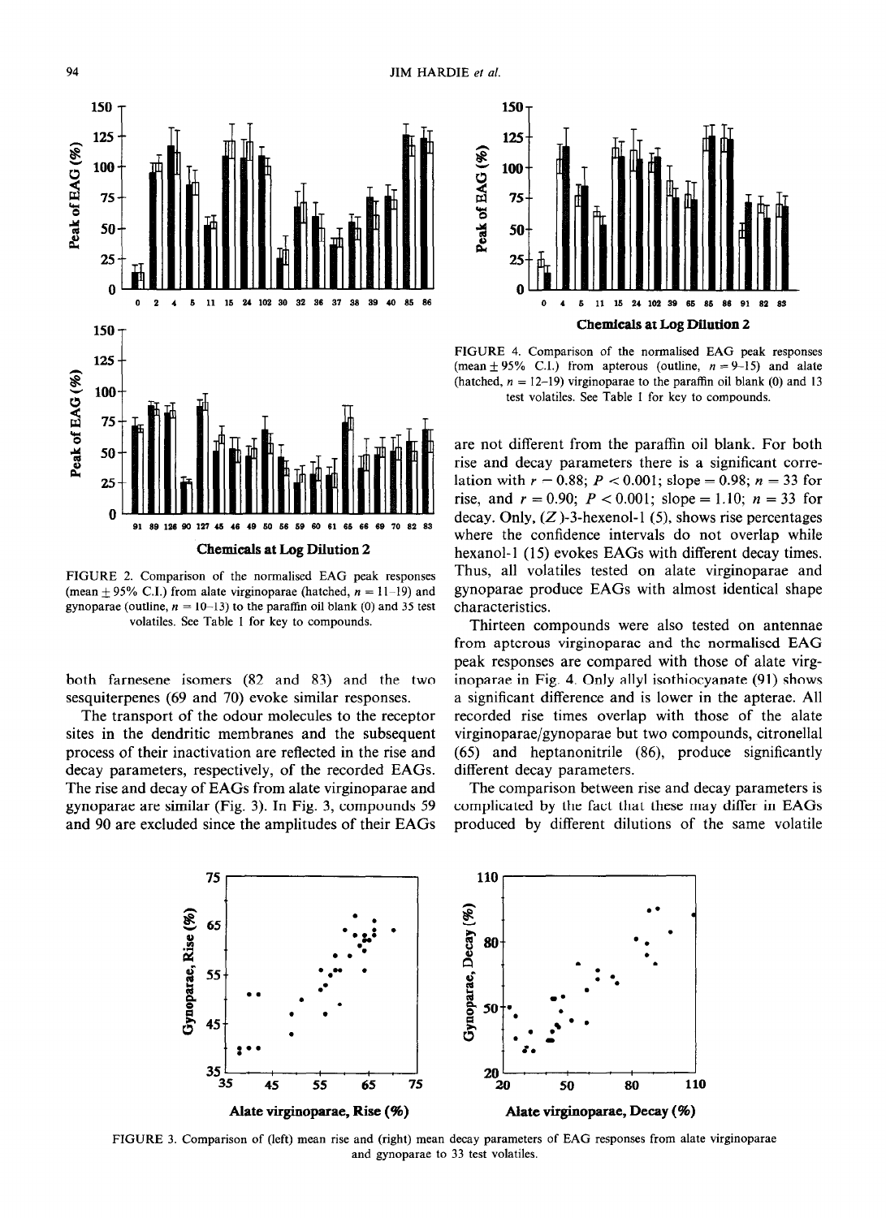FIGURE 2. Comparison of the normalised EAG peak responses (mean ± 95% C.I.) from alate virginoparae (hatched, $n = 11$–$19$) and gynoparae (outline, $n = 10$–$13$) to the paraffin oil blank (0) and 35 test volatiles. See Table 1 for key to compounds.

FIGURE 4. Comparison of the normalised EAG peak responses (mean ± 95% C.I.) from apterous (outline, $n = 9$–$15$) and alate (hatched, $n = 12$–$19$) virginoparae to the paraffin oil blank (0) and 13 test volatiles. See Table 1 for key to compounds.

both farnesene isomers (82 and 83) and the two sesquiterpenes (69 and 70) evoke similar responses.

The transport of the odour molecules to the receptor sites in the dendritic membranes and the subsequent process of their inactivation are reflected in the rise and decay parameters, respectively, of the recorded EAGs. The rise and decay of EAGs from alate virginoparae and gynoparae are similar (Fig. 3). In Fig. 3, compounds 59 and 90 are excluded since the amplitudes of their EAGs are not different from the paraffin oil blank. For both rise and decay parameters there is a significant correlation with $r = 0.88$; $P < 0.001$; slope = 0.98; $n = 33$ for rise, and $r = 0.90$; $P < 0.001$; slope = 1.10; $n = 33$ for decay. Only, (*Z*)-3-hexenol-1 (5), shows rise percentages where the confidence intervals do not overlap while hexanol-1 (15) evokes EAGs with different decay times. Thus, all volatiles tested on alate virginoparae and gynoparae produce EAGs with almost identical shape characteristics.

Thirteen compounds were also tested on antennae from apterous virginoparae and the normalised EAG peak responses are compared with those of alate virginoparae in Fig. 4. Only allyl isothiocyanate (91) shows a significant difference and is lower in the apterae. All recorded rise times overlap with those of the alate virginoparae/gynoparae but two compounds, citronellal (65) and heptanonitrile (86), produce significantly different decay parameters.

The comparison between rise and decay parameters is complicated by the fact that these may differ in EAGs produced by different dilutions of the same volatile

FIGURE 3. Comparison of (left) mean rise and (right) mean decay parameters of EAG responses from alate virginoparae and gynoparae to 33 test volatiles.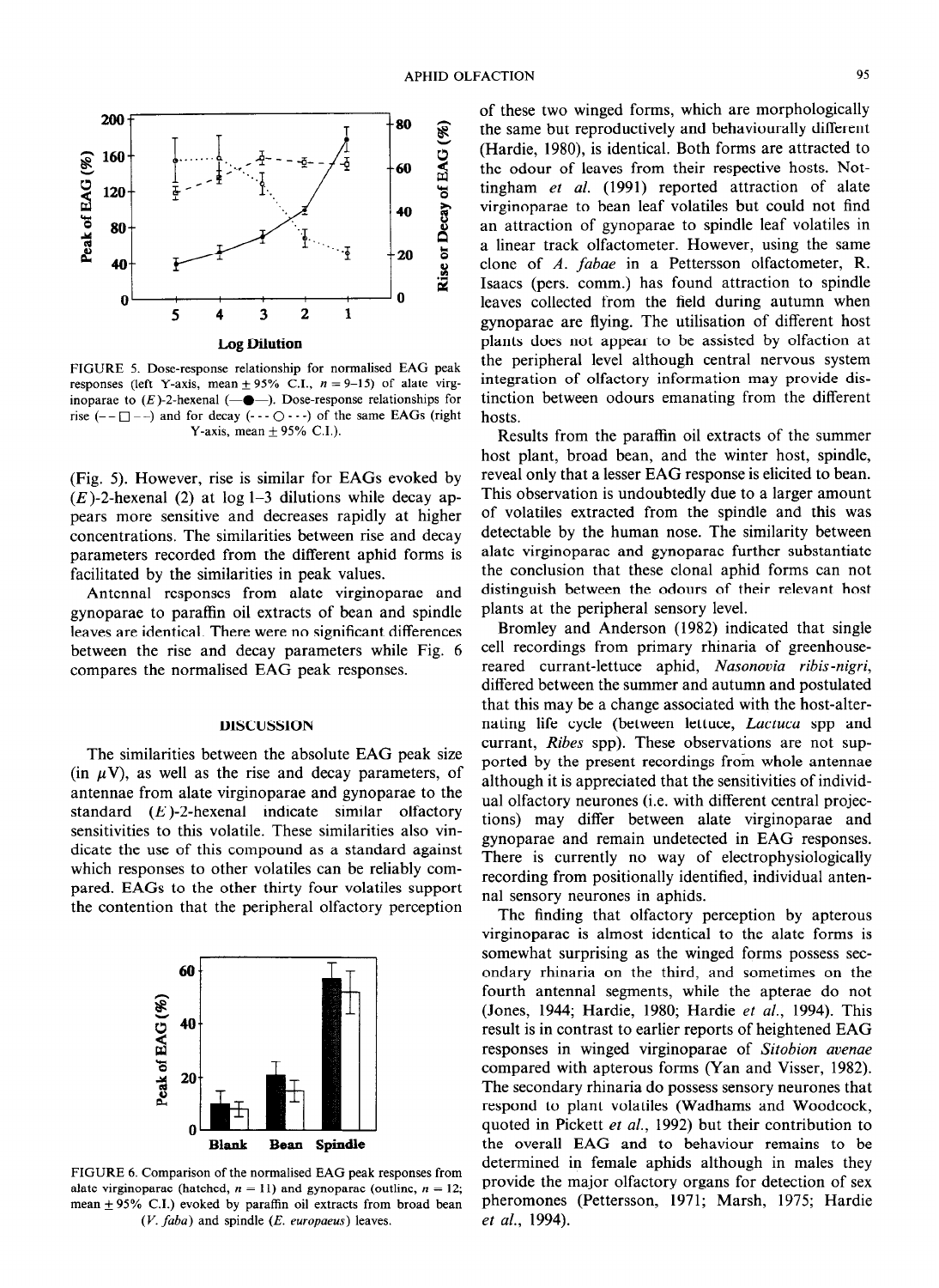200

160

120

80

40

0

Peak of EAG (%)

80

60

40

20

0

Rise or Decay of EAG (%)

5 4 3 2 1

Log Dilution

FIGURE 5. Dose-response relationship for normalised EAG peak responses (left Y-axis, mean ± 95% C.I., $n = 9$–$15$) of alate virginoparae to (*E*)-2-hexenal (—●—). Dose-response relationships for rise (- - □ - -) and for decay (- - - ○ - - -) of the same EAGs (right Y-axis, mean ± 95% C.I.).

(Fig. 5). However, rise is similar for EAGs evoked by (*E*)-2-hexenal (2) at log 1–3 dilutions while decay appears more sensitive and decreases rapidly at higher concentrations. The similarities between rise and decay parameters recorded from the different aphid forms is facilitated by the similarities in peak values.

Antennal responses from alate virginoparae and gynoparae to paraffin oil extracts of bean and spindle leaves are identical. There were no significant differences between the rise and decay parameters while Fig. 6 compares the normalised EAG peak responses.

## DISCUSSION

The similarities between the absolute EAG peak size (in $\mu$V), as well as the rise and decay parameters, of antennae from alate virginoparae and gynoparae to the standard (*E*)-2-hexenal indicate similar olfactory sensitivities to this volatile. These similarities also vindicate the use of this compound as a standard against which responses to other volatiles can be reliably compared. EAGs to the other thirty four volatiles support the contention that the peripheral olfactory perception

60

40

20

0

Peak of EAG (%)

Blank Bean Spindle

FIGURE 6. Comparison of the normalised EAG peak responses from alate virginoparae (hatched, $n = 11$) and gynoparae (outline, $n = 12$; mean ± 95% C.I.) evoked by paraffin oil extracts from broad bean (*V. faba*) and spindle (*E. europaeus*) leaves.

of these two winged forms, which are morphologically the same but reproductively and behaviourally different (Hardie, 1980), is identical. Both forms are attracted to the odour of leaves from their respective hosts. Nottingham *et al.* (1991) reported attraction of alate virginoparae to bean leaf volatiles but could not find an attraction of gynoparae to spindle leaf volatiles in a linear track olfactometer. However, using the same clone of *A. fabae* in a Pettersson olfactometer, R. Isaacs (pers. comm.) has found attraction to spindle leaves collected from the field during autumn when gynoparae are flying. The utilisation of different host plants does not appear to be assisted by olfaction at the peripheral level although central nervous system integration of olfactory information may provide distinction between odours emanating from the different hosts.

Results from the paraffin oil extracts of the summer host plant, broad bean, and the winter host, spindle, reveal only that a lesser EAG response is elicited to bean. This observation is undoubtedly due to a larger amount of volatiles extracted from the spindle and this was detectable by the human nose. The similarity between alate virginoparae and gynoparae further substantiate the conclusion that these clonal aphid forms can not distinguish between the odours of their relevant host plants at the peripheral sensory level.

Bromley and Anderson (1982) indicated that single cell recordings from primary rhinaria of greenhouse-reared currant-lettuce aphid, *Nasonovia ribis-nigri*, differed between the summer and autumn and postulated that this may be a change associated with the host-alternating life cycle (between lettuce, *Lactuca* spp and currant, *Ribes* spp). These observations are not supported by the present recordings from whole antennae although it is appreciated that the sensitivities of individual olfactory neurones (i.e. with different central projections) may differ between alate virginoparae and gynoparae and remain undetected in EAG responses. There is currently no way of electrophysiologically recording from positionally identified, individual antennal sensory neurones in aphids.

The finding that olfactory perception by apterous virginoparae is almost identical to the alate forms is somewhat surprising as the winged forms possess secondary rhinaria on the third, and sometimes on the fourth antennal segments, while the apterae do not (Jones, 1944; Hardie, 1980; Hardie *et al.*, 1994). This result is in contrast to earlier reports of heightened EAG responses in winged virginoparae of *Sitobion avenae* compared with apterous forms (Yan and Visser, 1982). The secondary rhinaria do possess sensory neurones that respond to plant volatiles (Wadhams and Woodcock, quoted in Pickett *et al.*, 1992) but their contribution to the overall EAG and to behaviour remains to be determined in female aphids although in males they provide the major olfactory organs for detection of sex pheromones (Pettersson, 1971; Marsh, 1975; Hardie *et al.*, 1994).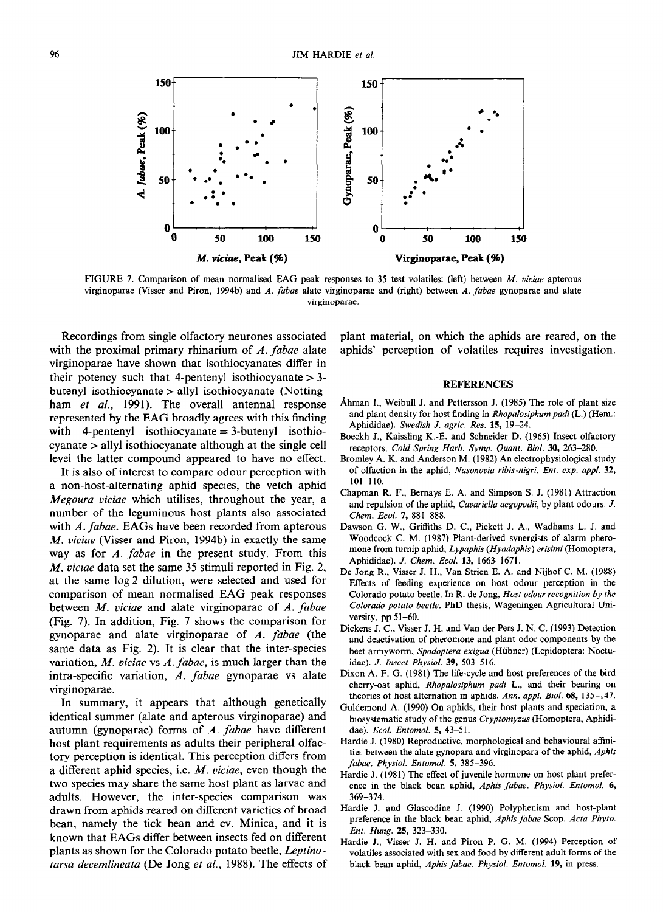FIGURE 7. Comparison of mean normalised EAG peak responses to 35 test volatiles: (left) between *M. viciae* apterous virginoparae (Visser and Piron, 1994b) and *A. fabae* alate virginoparae and (right) between *A. fabae* gynoparae and alate virginoparae.

Recordings from single olfactory neurones associated with the proximal primary rhinarium of *A. fabae* alate virginoparae have shown that isothiocyanates differ in their potency such that 4-pentenyl isothiocyanate > 3-butenyl isothiocyanate > allyl isothiocyanate (Nottingham *et al.*, 1991). The overall antennal response represented by the EAG broadly agrees with this finding with 4-pentenyl isothiocyanate = 3-butenyl isothiocyanate > allyl isothiocyanate although at the single cell level the latter compound appeared to have no effect.

It is also of interest to compare odour perception with a non-host-alternating aphid species, the vetch aphid *Megoura viciae* which utilises, throughout the year, a number of the leguminous host plants also associated with *A. fabae*. EAGs have been recorded from apterous *M. viciae* (Visser and Piron, 1994b) in exactly the same way as for *A. fabae* in the present study. From this *M. viciae* data set the same 35 stimuli reported in Fig. 2, at the same log 2 dilution, were selected and used for comparison of mean normalised EAG peak responses between *M. viciae* and alate virginoparae of *A. fabae* (Fig. 7). In addition, Fig. 7 shows the comparison for gynoparae and alate virginoparae of *A. fabae* (the same data as Fig. 2). It is clear that the inter-species variation, *M. viciae* vs *A. fabae*, is much larger than the intra-specific variation, *A. fabae* gynoparae vs alate virginoparae.

In summary, it appears that although genetically identical summer (alate and apterous virginoparae) and autumn (gynoparae) forms of *A. fabae* have different host plant requirements as adults their peripheral olfactory perception is identical. This perception differs from a different aphid species, i.e. *M. viciae*, even though the two species may share the same host plant as larvae and adults. However, the inter-species comparison was drawn from aphids reared on different varieties of broad bean, namely the tick bean and cv. Minica, and it is known that EAGs differ between insects fed on different plants as shown for the Colorado potato beetle, *Leptinotarsa decemlineata* (De Jong *et al.*, 1988). The effects of plant material, on which the aphids are reared, on the aphids' perception of volatiles requires investigation.

## REFERENCES

Åhman I., Weibull J. and Pettersson J. (1985) The role of plant size and plant density for host finding in *Rhopalosiphum padi* (L.) (Hem.: Aphididae). *Swedish J. agric. Res.* **15**, 19–24.

Boeckh J., Kaissling K.-E. and Schneider D. (1965) Insect olfactory receptors. *Cold Spring Harb. Symp. Quant. Biol.* **30**, 263–280.

Bromley A. K. and Anderson M. (1982) An electrophysiological study of olfaction in the aphid, *Nasonovia ribis-nigri*. *Ent. exp. appl.* **32**, 101–110.

Chapman R. F., Bernays E. A. and Simpson S. J. (1981) Attraction and repulsion of the aphid, *Cavariella aegopodii*, by plant odours. *J. Chem. Ecol.* **7**, 881–888.

Dawson G. W., Griffiths D. C., Pickett J. A., Wadhams L. J. and Woodcock C. M. (1987) Plant-derived synergists of alarm pheromone from turnip aphid, *Lypaphis (Hyadaphis) erisimi* (Homoptera, Aphididae). *J. Chem. Ecol.* **13**, 1663–1671.

De Jong R., Visser J. H., Van Strien E. A. and Nijhof C. M. (1988) Effects of feeding experience on host odour perception in the Colorado potato beetle. In R. de Jong, *Host odour recognition by the Colorado potato beetle*. PhD thesis, Wageningen Agricultural University, pp 51–60.

Dickens J. C., Visser J. H. and Van der Pers J. N. C. (1993) Detection and deactivation of pheromone and plant odor components by the beet armyworm, *Spodoptera exigua* (Hübner) (Lepidoptera: Noctuidae). *J. Insect Physiol.* **39**, 503–516.

Dixon A. F. G. (1981) The life-cycle and host preferences of the bird cherry-oat aphid, *Rhopalosiphum padi* L., and their bearing on theories of host alternation in aphids. *Ann. appl. Biol.* **68**, 135–147.

Guldemond A. (1990) On aphids, their host plants and speciation, a biosystematic study of the genus *Cryptomyzus* (Homoptera, Aphididae). *Ecol. Entomol.* **5**, 43–51.

Hardie J. (1980) Reproductive, morphological and behavioural affinities between the alate gynopara and virginopara of the aphid, *Aphis fabae*. *Physiol. Entomol.* **5**, 385–396.

Hardie J. (1981) The effect of juvenile hormone on host-plant preference in the black bean aphid, *Aphis fabae*. *Physiol. Entomol.* **6**, 369–374.

Hardie J. and Glascodine J. (1990) Polyphenism and host-plant preference in the black bean aphid, *Aphis fabae* Scop. *Acta Phyto. Ent. Hung.* **25**, 323–330.

Hardie J., Visser J. H. and Piron P. G. M. (1994) Perception of volatiles associated with sex and food by different adult forms of the black bean aphid, *Aphis fabae*. *Physiol. Entomol.* **19**, in press.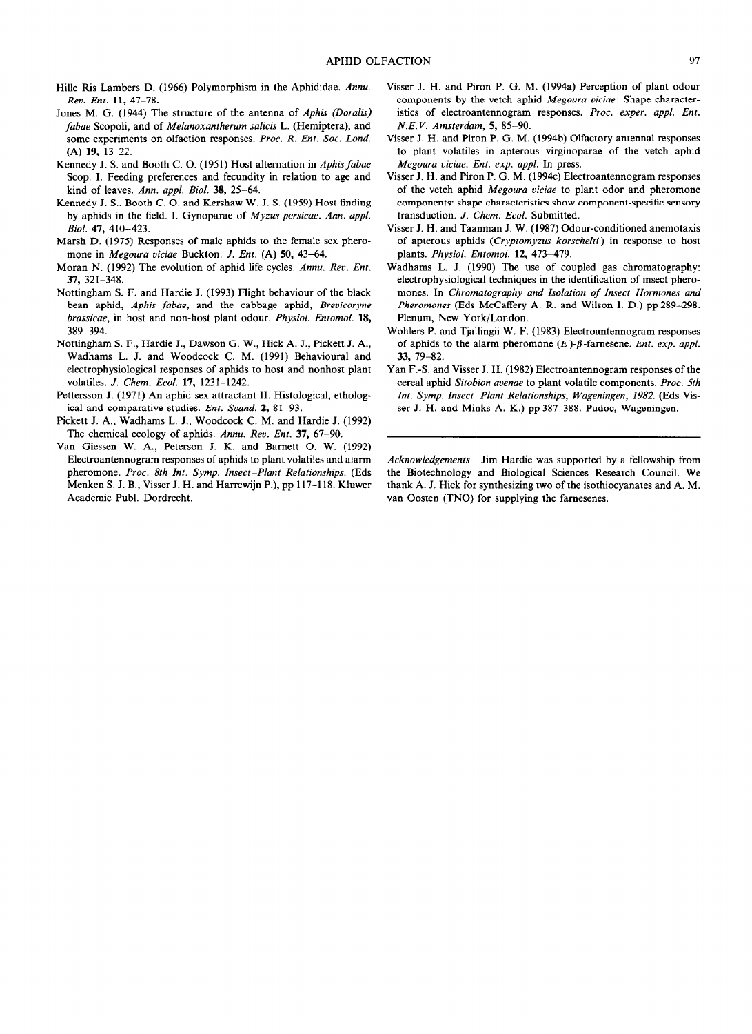Hille Ris Lambers D. (1966) Polymorphism in the Aphididae. *Annu. Rev. Ent.* **11**, 47–78.

Jones M. G. (1944) The structure of the antenna of *Aphis (Doralis) fabae* Scopoli, and of *Melanoxantherum salicis* L. (Hemiptera), and some experiments on olfaction responses. *Proc. R. Ent. Soc. Lond.* (A) **19**, 13–22.

Kennedy J. S. and Booth C. O. (1951) Host alternation in *Aphis fabae* Scop. I. Feeding preferences and fecundity in relation to age and kind of leaves. *Ann. appl. Biol.* **38**, 25–64.

Kennedy J. S., Booth C. O. and Kershaw W. J. S. (1959) Host finding by aphids in the field. I. Gynoparae of *Myzus persicae*. *Ann. appl. Biol.* **47**, 410–423.

Marsh D. (1975) Responses of male aphids to the female sex pheromone in *Megoura viciae* Buckton. *J. Ent.* (A) **50**, 43–64.

Moran N. (1992) The evolution of aphid life cycles. *Annu. Rev. Ent.* **37**, 321–348.

Nottingham S. F. and Hardie J. (1993) Flight behaviour of the black bean aphid, *Aphis fabae*, and the cabbage aphid, *Brevicoryne brassicae*, in host and non-host plant odour. *Physiol. Entomol.* **18**, 389–394.

Nottingham S. F., Hardie J., Dawson G. W., Hick A. J., Pickett J. A., Wadhams L. J. and Woodcock C. M. (1991) Behavioural and electrophysiological responses of aphids to host and nonhost plant volatiles. *J. Chem. Ecol.* **17**, 1231–1242.

Pettersson J. (1971) An aphid sex attractant II. Histological, ethological and comparative studies. *Ent. Scand.* **2**, 81–93.

Pickett J. A., Wadhams L. J., Woodcock C. M. and Hardie J. (1992) The chemical ecology of aphids. *Annu. Rev. Ent.* **37**, 67–90.

Van Giessen W. A., Peterson J. K. and Barnett O. W. (1992) Electroantennogram responses of aphids to plant volatiles and alarm pheromone. *Proc. 8th Int. Symp. Insect–Plant Relationships.* (Eds Menken S. J. B., Visser J. H. and Harrewijn P.), pp 117–118. Kluwer Academic Publ. Dordrecht.

Visser J. H. and Piron P. G. M. (1994a) Perception of plant odour components by the vetch aphid *Megoura viciae*: Shape characteristics of electroantennogram responses. *Proc. exper. appl. Ent. N.E.V. Amsterdam*, **5**, 85–90.

Visser J. H. and Piron P. G. M. (1994b) Olfactory antennal responses to plant volatiles in apterous virginoparae of the vetch aphid *Megoura viciae*. *Ent. exp. appl.* In press.

Visser J. H. and Piron P. G. M. (1994c) Electroantennogram responses of the vetch aphid *Megoura viciae* to plant odor and pheromone components: shape characteristics show component-specific sensory transduction. *J. Chem. Ecol.* Submitted.

Visser J. H. and Taanman J. W. (1987) Odour-conditioned anemotaxis of apterous aphids (*Cryptomyzus korschelti*) in response to host plants. *Physiol. Entomol.* **12**, 473–479.

Wadhams L. J. (1990) The use of coupled gas chromatography: electrophysiological techniques in the identification of insect pheromones. In *Chromatography and Isolation of Insect Hormones and Pheromones* (Eds McCaffery A. R. and Wilson I. D.) pp 289–298. Plenum, New York/London.

Wohlers P. and Tjallingii W. F. (1983) Electroantennogram responses of aphids to the alarm pheromone ($E$)-$\beta$-farnesene. *Ent. exp. appl.* **33**, 79–82.

Yan F.-S. and Visser J. H. (1982) Electroantennogram responses of the cereal aphid *Sitobion avenae* to plant volatile components. *Proc. 5th Int. Symp. Insect–Plant Relationships, Wageningen, 1982.* (Eds Visser J. H. and Minks A. K.) pp 387–388. Pudoc, Wageningen.

---

*Acknowledgements*—Jim Hardie was supported by a fellowship from the Biotechnology and Biological Sciences Research Council. We thank A. J. Hick for synthesizing two of the isothiocyanates and A. M. van Oosten (TNO) for supplying the farnesenes.